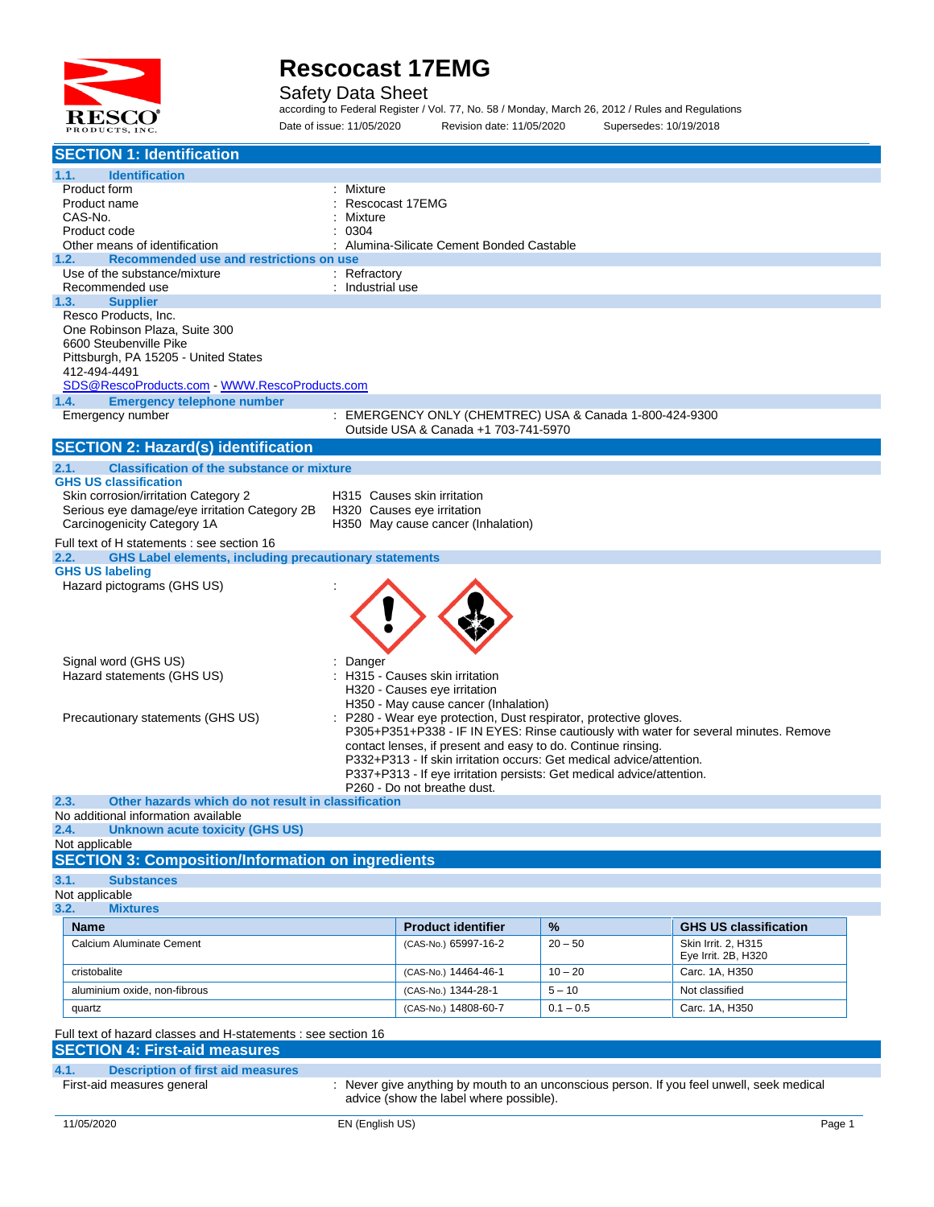# Rescocast 17EMG

Safety Data Sheet

according to Federal Register / Vol. 77, No. 58 / Monday, March 26, 2012 / Rules and Regulations

Date of issue: 11/05/2020 Revision date: 11/05/2020 Supersedes: 10/19/2018

## SECTION 1: Identification

### 1.1. Identification

Product form : Mixture

Product name : Rescocast 17EMG

CAS-No. : Mixture

Product code : 0304

Other means of identification : Alumina-Silicate Cement Bonded Castable

### 1.2. Recommended use and restrictions on use

Use of the substance/mixture : Refractory

Recommended use : Industrial use

### 1.3. Supplier

Resco Products, Inc.
One Robinson Plaza, Suite 300
6600 Steubenville Pike
Pittsburgh, PA 15205 - United States
412-494-4491
SDS@RescoProducts.com - WWW.RescoProducts.com

### 1.4. Emergency telephone number

Emergency number : EMERGENCY ONLY (CHEMTREC) USA & Canada 1-800-424-9300
Outside USA & Canada +1 703-741-5970

## SECTION 2: Hazard(s) identification

### 2.1. Classification of the substance or mixture

**GHS US classification**

Skin corrosion/irritation Category 2 H315 Causes skin irritation

Serious eye damage/eye irritation Category 2B H320 Causes eye irritation

Carcinogenicity Category 1A H350 May cause cancer (Inhalation)

Full text of H statements : see section 16

### 2.2. GHS Label elements, including precautionary statements

**GHS US labeling**

Hazard pictograms (GHS US) :

Signal word (GHS US) : Danger

Hazard statements (GHS US) : H315 - Causes skin irritation
H320 - Causes eye irritation
H350 - May cause cancer (Inhalation)

Precautionary statements (GHS US) : P280 - Wear eye protection, Dust respirator, protective gloves.
P305+P351+P338 - IF IN EYES: Rinse cautiously with water for several minutes. Remove contact lenses, if present and easy to do. Continue rinsing.
P332+P313 - If skin irritation occurs: Get medical advice/attention.
P337+P313 - If eye irritation persists: Get medical advice/attention.
P260 - Do not breathe dust.

### 2.3. Other hazards which do not result in classification

No additional information available

### 2.4. Unknown acute toxicity (GHS US)

Not applicable

## SECTION 3: Composition/Information on ingredients

### 3.1. Substances

Not applicable

### 3.2. Mixtures

| Name | Product identifier | % | GHS US classification |
|---|---|---|---|
| Calcium Aluminate Cement | (CAS-No.) 65997-16-2 | 20 – 50 | Skin Irrit. 2, H315<br>Eye Irrit. 2B, H320 |
| cristobalite | (CAS-No.) 14464-46-1 | 10 – 20 | Carc. 1A, H350 |
| aluminium oxide, non-fibrous | (CAS-No.) 1344-28-1 | 5 – 10 | Not classified |
| quartz | (CAS-No.) 14808-60-7 | 0.1 – 0.5 | Carc. 1A, H350 |

Full text of hazard classes and H-statements : see section 16

## SECTION 4: First-aid measures

### 4.1. Description of first aid measures

First-aid measures general : Never give anything by mouth to an unconscious person. If you feel unwell, seek medical advice (show the label where possible).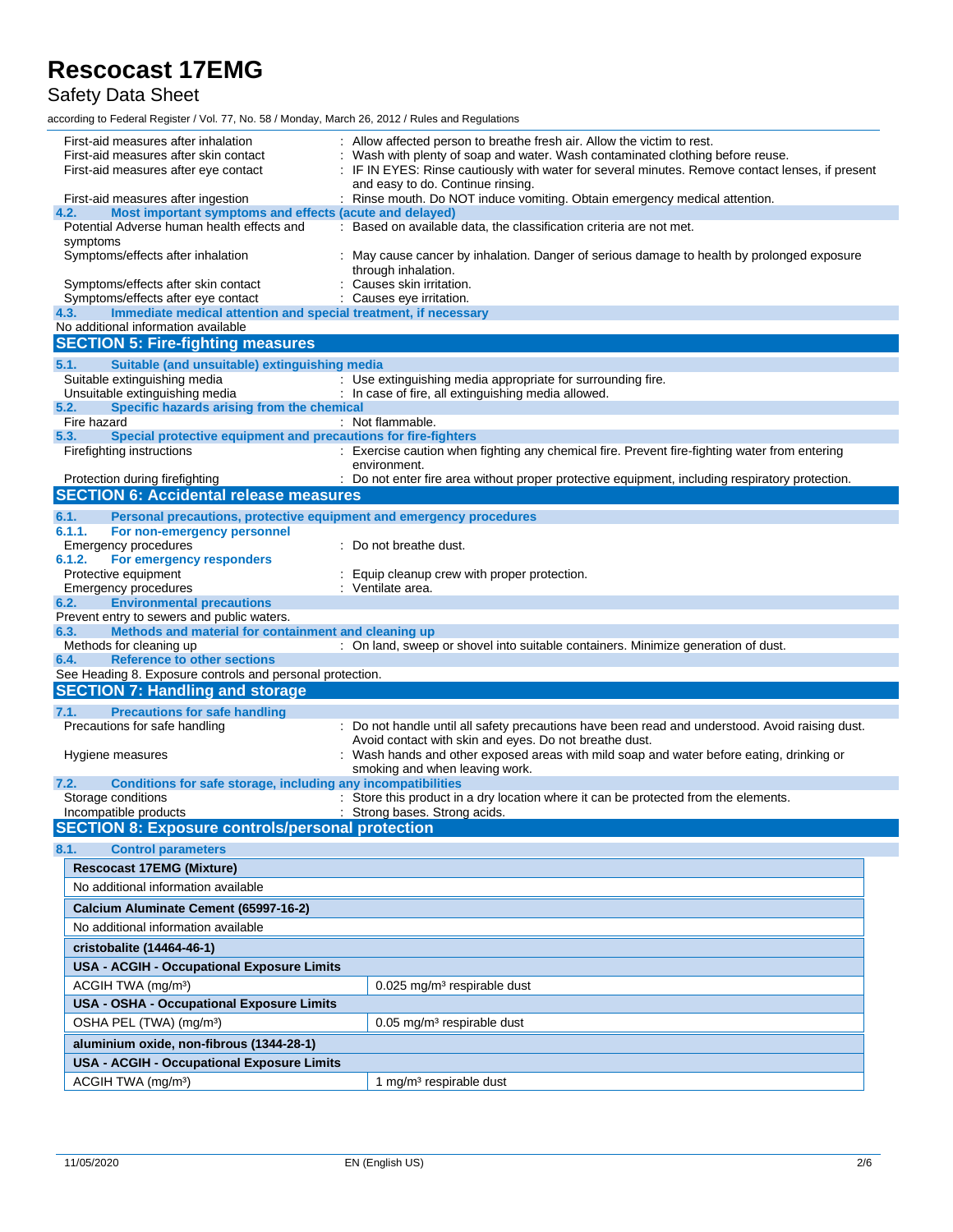First-aid measures after inhalation : Allow affected person to breathe fresh air. Allow the victim to rest.

First-aid measures after skin contact : Wash with plenty of soap and water. Wash contaminated clothing before reuse.

First-aid measures after eye contact : IF IN EYES: Rinse cautiously with water for several minutes. Remove contact lenses, if present and easy to do. Continue rinsing.

First-aid measures after ingestion : Rinse mouth. Do NOT induce vomiting. Obtain emergency medical attention.

### 4.2. Most important symptoms and effects (acute and delayed)

Potential Adverse human health effects and symptoms : Based on available data, the classification criteria are not met.

Symptoms/effects after inhalation : May cause cancer by inhalation. Danger of serious damage to health by prolonged exposure through inhalation.

Symptoms/effects after skin contact : Causes skin irritation.

Symptoms/effects after eye contact : Causes eye irritation.

### 4.3. Immediate medical attention and special treatment, if necessary

No additional information available

## SECTION 5: Fire-fighting measures

### 5.1. Suitable (and unsuitable) extinguishing media

Suitable extinguishing media : Use extinguishing media appropriate for surrounding fire.

Unsuitable extinguishing media : In case of fire, all extinguishing media allowed.

### 5.2. Specific hazards arising from the chemical

Fire hazard : Not flammable.

### 5.3. Special protective equipment and precautions for fire-fighters

Firefighting instructions : Exercise caution when fighting any chemical fire. Prevent fire-fighting water from entering environment.

Protection during firefighting : Do not enter fire area without proper protective equipment, including respiratory protection.

## SECTION 6: Accidental release measures

### 6.1. Personal precautions, protective equipment and emergency procedures

#### 6.1.1. For non-emergency personnel

Emergency procedures : Do not breathe dust.

#### 6.1.2. For emergency responders

Protective equipment : Equip cleanup crew with proper protection.

Emergency procedures : Ventilate area.

### 6.2. Environmental precautions

Prevent entry to sewers and public waters.

### 6.3. Methods and material for containment and cleaning up

Methods for cleaning up : On land, sweep or shovel into suitable containers. Minimize generation of dust.

### 6.4. Reference to other sections

See Heading 8. Exposure controls and personal protection.

## SECTION 7: Handling and storage

### 7.1. Precautions for safe handling

Precautions for safe handling : Do not handle until all safety precautions have been read and understood. Avoid raising dust. Avoid contact with skin and eyes. Do not breathe dust.

Hygiene measures : Wash hands and other exposed areas with mild soap and water before eating, drinking or smoking and when leaving work.

### 7.2. Conditions for safe storage, including any incompatibilities

Storage conditions : Store this product in a dry location where it can be protected from the elements.

Incompatible products : Strong bases. Strong acids.

## SECTION 8: Exposure controls/personal protection

### 8.1. Control parameters

| **Rescocast 17EMG (Mixture)** | |
|---|---|
| No additional information available | |
| **Calcium Aluminate Cement (65997-16-2)** | |
| No additional information available | |
| **cristobalite (14464-46-1)** | |
| **USA - ACGIH - Occupational Exposure Limits** | |
| ACGIH TWA (mg/m³) | 0.025 mg/m³ respirable dust |
| **USA - OSHA - Occupational Exposure Limits** | |
| OSHA PEL (TWA) (mg/m³) | 0.05 mg/m³ respirable dust |
| **aluminium oxide, non-fibrous (1344-28-1)** | |
| **USA - ACGIH - Occupational Exposure Limits** | |
| ACGIH TWA (mg/m³) | 1 mg/m³ respirable dust |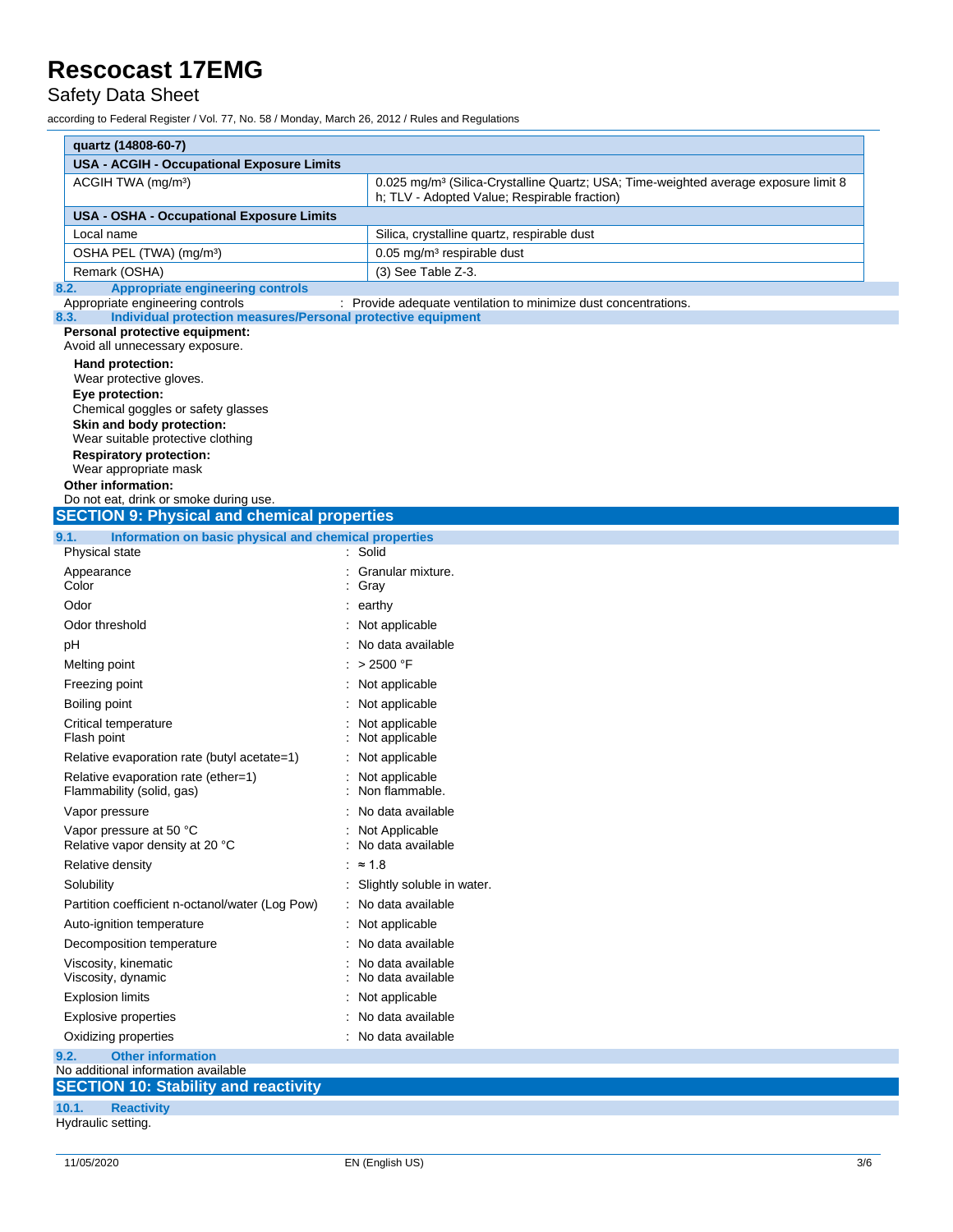| quartz (14808-60-7) | |
|---|---|
| **USA - ACGIH - Occupational Exposure Limits** | |
| ACGIH TWA (mg/m³) | 0.025 mg/m³ (Silica-Crystalline Quartz; USA; Time-weighted average exposure limit 8 h; TLV - Adopted Value; Respirable fraction) |
| **USA - OSHA - Occupational Exposure Limits** | |
| Local name | Silica, crystalline quartz, respirable dust |
| OSHA PEL (TWA) (mg/m³) | 0.05 mg/m³ respirable dust |
| Remark (OSHA) | (3) See Table Z-3. |

### 8.2. Appropriate engineering controls

Appropriate engineering controls : Provide adequate ventilation to minimize dust concentrations.

### 8.3. Individual protection measures/Personal protective equipment

**Personal protective equipment:**
Avoid all unnecessary exposure.

**Hand protection:**
Wear protective gloves.

**Eye protection:**
Chemical goggles or safety glasses

**Skin and body protection:**
Wear suitable protective clothing

**Respiratory protection:**
Wear appropriate mask

**Other information:**
Do not eat, drink or smoke during use.

## SECTION 9: Physical and chemical properties

### 9.1. Information on basic physical and chemical properties

| | |
|---|---|
| Physical state | : Solid |
| Appearance | : Granular mixture. |
| Color | : Gray |
| Odor | : earthy |
| Odor threshold | : Not applicable |
| pH | : No data available |
| Melting point | : > 2500 °F |
| Freezing point | : Not applicable |
| Boiling point | : Not applicable |
| Critical temperature | : Not applicable |
| Flash point | : Not applicable |
| Relative evaporation rate (butyl acetate=1) | : Not applicable |
| Relative evaporation rate (ether=1) | : Not applicable |
| Flammability (solid, gas) | : Non flammable. |
| Vapor pressure | : No data available |
| Vapor pressure at 50 °C | : Not Applicable |
| Relative vapor density at 20 °C | : No data available |
| Relative density | : ≈ 1.8 |
| Solubility | : Slightly soluble in water. |
| Partition coefficient n-octanol/water (Log Pow) | : No data available |
| Auto-ignition temperature | : Not applicable |
| Decomposition temperature | : No data available |
| Viscosity, kinematic | : No data available |
| Viscosity, dynamic | : No data available |
| Explosion limits | : Not applicable |
| Explosive properties | : No data available |
| Oxidizing properties | : No data available |

### 9.2. Other information

No additional information available

## SECTION 10: Stability and reactivity

### 10.1. Reactivity

Hydraulic setting.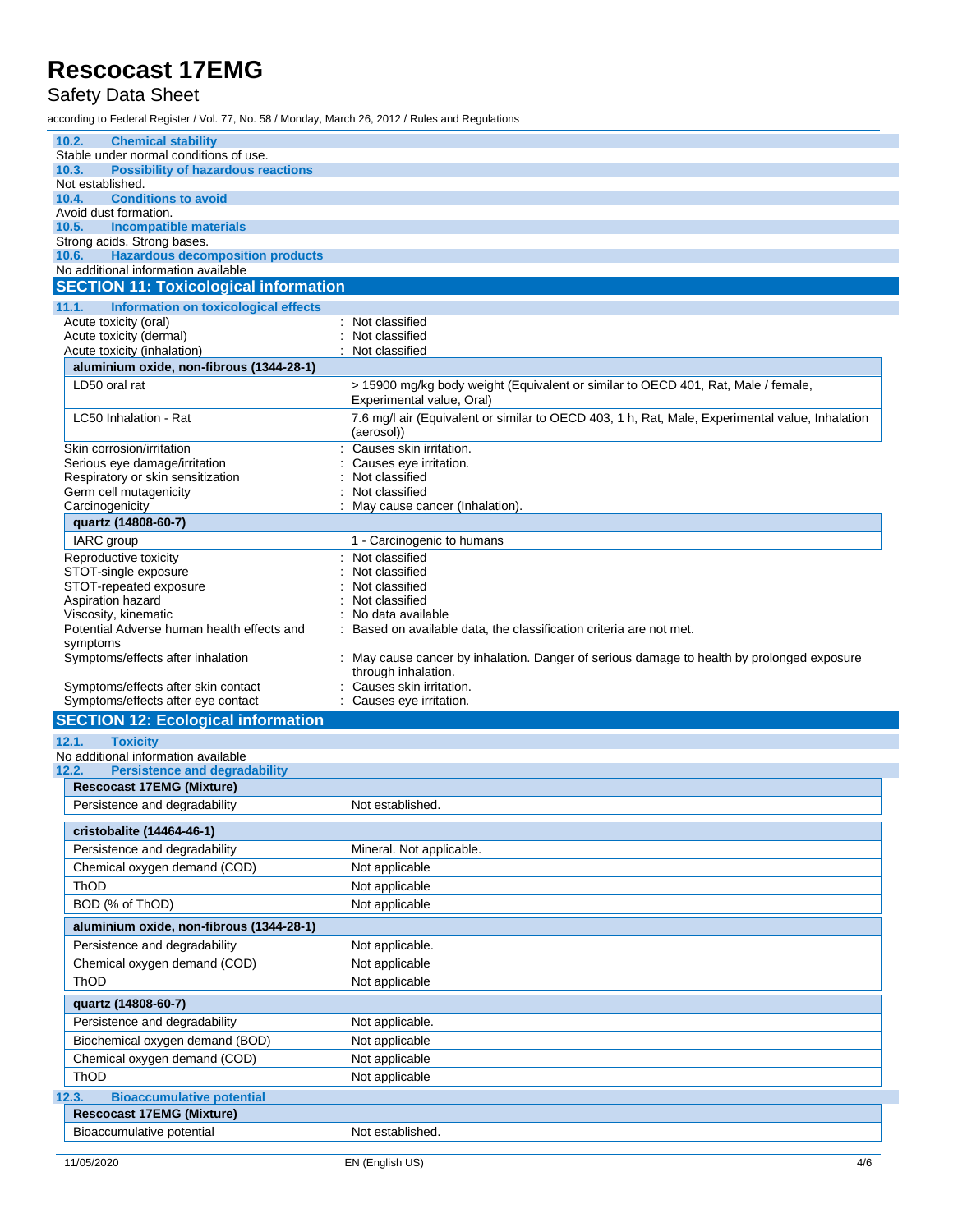### 10.2. Chemical stability

Stable under normal conditions of use.

### 10.3. Possibility of hazardous reactions

Not established.

### 10.4. Conditions to avoid

Avoid dust formation.

### 10.5. Incompatible materials

Strong acids. Strong bases.

### 10.6. Hazardous decomposition products

No additional information available

## SECTION 11: Toxicological information

### 11.1. Information on toxicological effects

Acute toxicity (oral) : Not classified
Acute toxicity (dermal) : Not classified
Acute toxicity (inhalation) : Not classified

| aluminium oxide, non-fibrous (1344-28-1) | |
|---|---|
| LD50 oral rat | > 15900 mg/kg body weight (Equivalent or similar to OECD 401, Rat, Male / female, Experimental value, Oral) |
| LC50 Inhalation - Rat | 7.6 mg/l air (Equivalent or similar to OECD 403, 1 h, Rat, Male, Experimental value, Inhalation (aerosol)) |

Skin corrosion/irritation : Causes skin irritation.
Serious eye damage/irritation : Causes eye irritation.
Respiratory or skin sensitization : Not classified
Germ cell mutagenicity : Not classified
Carcinogenicity : May cause cancer (Inhalation).

| quartz (14808-60-7) | |
|---|---|
| IARC group | 1 - Carcinogenic to humans |

Reproductive toxicity : Not classified
STOT-single exposure : Not classified
STOT-repeated exposure : Not classified
Aspiration hazard : Not classified
Viscosity, kinematic : No data available
Potential Adverse human health effects and symptoms : Based on available data, the classification criteria are not met.
Symptoms/effects after inhalation : May cause cancer by inhalation. Danger of serious damage to health by prolonged exposure through inhalation.
Symptoms/effects after skin contact : Causes skin irritation.
Symptoms/effects after eye contact : Causes eye irritation.

## SECTION 12: Ecological information

### 12.1. Toxicity

No additional information available

### 12.2. Persistence and degradability

| Rescocast 17EMG (Mixture) | |
|---|---|
| Persistence and degradability | Not established. |

| cristobalite (14464-46-1) | |
|---|---|
| Persistence and degradability | Mineral. Not applicable. |
| Chemical oxygen demand (COD) | Not applicable |
| ThOD | Not applicable |
| BOD (% of ThOD) | Not applicable |

| aluminium oxide, non-fibrous (1344-28-1) | |
|---|---|
| Persistence and degradability | Not applicable. |
| Chemical oxygen demand (COD) | Not applicable |
| ThOD | Not applicable |

| quartz (14808-60-7) | |
|---|---|
| Persistence and degradability | Not applicable. |
| Biochemical oxygen demand (BOD) | Not applicable |
| Chemical oxygen demand (COD) | Not applicable |
| ThOD | Not applicable |

### 12.3. Bioaccumulative potential

| Rescocast 17EMG (Mixture) | |
|---|---|
| Bioaccumulative potential | Not established. |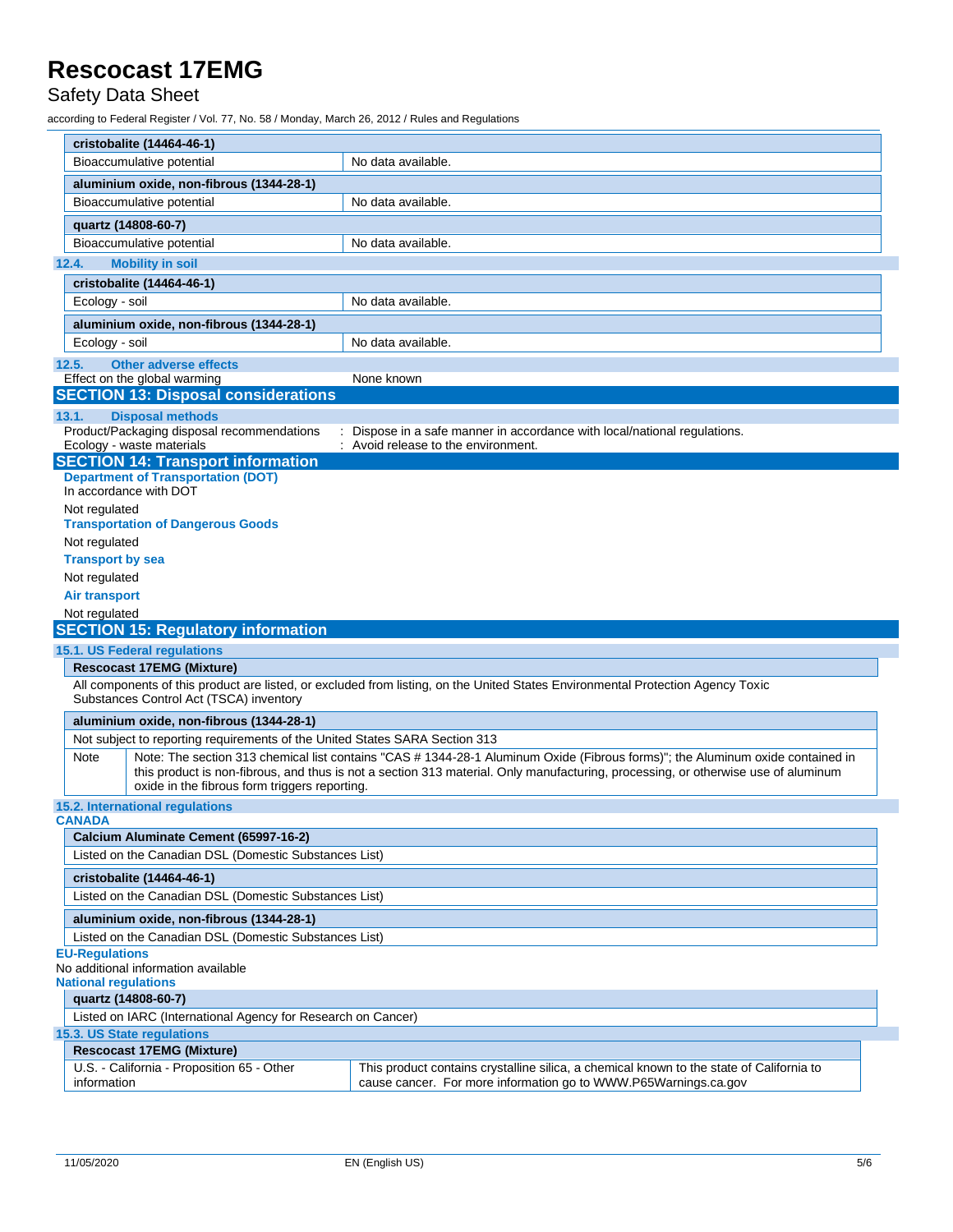| cristobalite (14464-46-1) | |
|---|---|
| Bioaccumulative potential | No data available. |

| aluminium oxide, non-fibrous (1344-28-1) | |
|---|---|
| Bioaccumulative potential | No data available. |

| quartz (14808-60-7) | |
|---|---|
| Bioaccumulative potential | No data available. |

### 12.4. Mobility in soil

| cristobalite (14464-46-1) | |
|---|---|
| Ecology - soil | No data available. |

| aluminium oxide, non-fibrous (1344-28-1) | |
|---|---|
| Ecology - soil | No data available. |

### 12.5. Other adverse effects

Effect on the global warming : None known

## SECTION 13: Disposal considerations

### 13.1. Disposal methods

Product/Packaging disposal recommendations : Dispose in a safe manner in accordance with local/national regulations.

Ecology - waste materials : Avoid release to the environment.

## SECTION 14: Transport information

**Department of Transportation (DOT)**

In accordance with DOT

Not regulated

**Transportation of Dangerous Goods**

Not regulated

**Transport by sea**

Not regulated

**Air transport**

Not regulated

## SECTION 15: Regulatory information

### 15.1. US Federal regulations

**Rescocast 17EMG (Mixture)**

All components of this product are listed, or excluded from listing, on the United States Environmental Protection Agency Toxic Substances Control Act (TSCA) inventory

| aluminium oxide, non-fibrous (1344-28-1) | |
|---|---|
| Not subject to reporting requirements of the United States SARA Section 313 | |
| Note | Note: The section 313 chemical list contains "CAS # 1344-28-1 Aluminum Oxide (Fibrous forms)"; the Aluminum oxide contained in this product is non-fibrous, and thus is not a section 313 material. Only manufacturing, processing, or otherwise use of aluminum oxide in the fibrous form triggers reporting. |

### 15.2. International regulations

**CANADA**

| Calcium Aluminate Cement (65997-16-2) |
|---|
| Listed on the Canadian DSL (Domestic Substances List) |

| cristobalite (14464-46-1) |
|---|
| Listed on the Canadian DSL (Domestic Substances List) |

| aluminium oxide, non-fibrous (1344-28-1) |
|---|
| Listed on the Canadian DSL (Domestic Substances List) |

**EU-Regulations**

No additional information available

**National regulations**

| quartz (14808-60-7) |
|---|
| Listed on IARC (International Agency for Research on Cancer) |

### 15.3. US State regulations

| Rescocast 17EMG (Mixture) | |
|---|---|
| U.S. - California - Proposition 65 - Other information | This product contains crystalline silica, a chemical known to the state of California to cause cancer. For more information go to WWW.P65Warnings.ca.gov |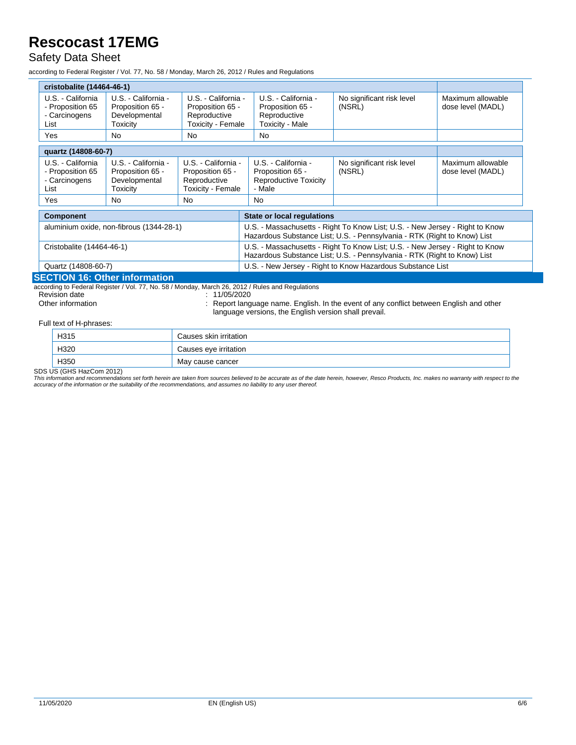| cristobalite (14464-46-1) | | | | | |
|---|---|---|---|---|---|
| U.S. - California - Proposition 65 - Carcinogens List | U.S. - California - Proposition 65 - Developmental Toxicity | U.S. - California - Proposition 65 - Reproductive Toxicity - Female | U.S. - California - Proposition 65 - Reproductive Toxicity - Male | No significant risk level (NSRL) | Maximum allowable dose level (MADL) |
| Yes | No | No | No | | |

| quartz (14808-60-7) | | | | | |
|---|---|---|---|---|---|
| U.S. - California - Proposition 65 - Carcinogens List | U.S. - California - Proposition 65 - Developmental Toxicity | U.S. - California - Proposition 65 - Reproductive Toxicity - Female | U.S. - California - Proposition 65 - Reproductive Toxicity - Male | No significant risk level (NSRL) | Maximum allowable dose level (MADL) |
| Yes | No | No | No | | |

| Component | State or local regulations |
|---|---|
| aluminium oxide, non-fibrous (1344-28-1) | U.S. - Massachusetts - Right To Know List; U.S. - New Jersey - Right to Know Hazardous Substance List; U.S. - Pennsylvania - RTK (Right to Know) List |
| Cristobalite (14464-46-1) | U.S. - Massachusetts - Right To Know List; U.S. - New Jersey - Right to Know Hazardous Substance List; U.S. - Pennsylvania - RTK (Right to Know) List |
| Quartz (14808-60-7) | U.S. - New Jersey - Right to Know Hazardous Substance List |

## SECTION 16: Other information

according to Federal Register / Vol. 77, No. 58 / Monday, March 26, 2012 / Rules and Regulations

Revision date : 11/05/2020

Other information : Report language name. English. In the event of any conflict between English and other language versions, the English version shall prevail.

Full text of H-phrases:

| | |
|---|---|
| H315 | Causes skin irritation |
| H320 | Causes eye irritation |
| H350 | May cause cancer |

SDS US (GHS HazCom 2012)

*This information and recommendations set forth herein are taken from sources believed to be accurate as of the date herein, however, Resco Products, Inc. makes no warranty with respect to the accuracy of the information or the suitability of the recommendations, and assumes no liability to any user thereof.*